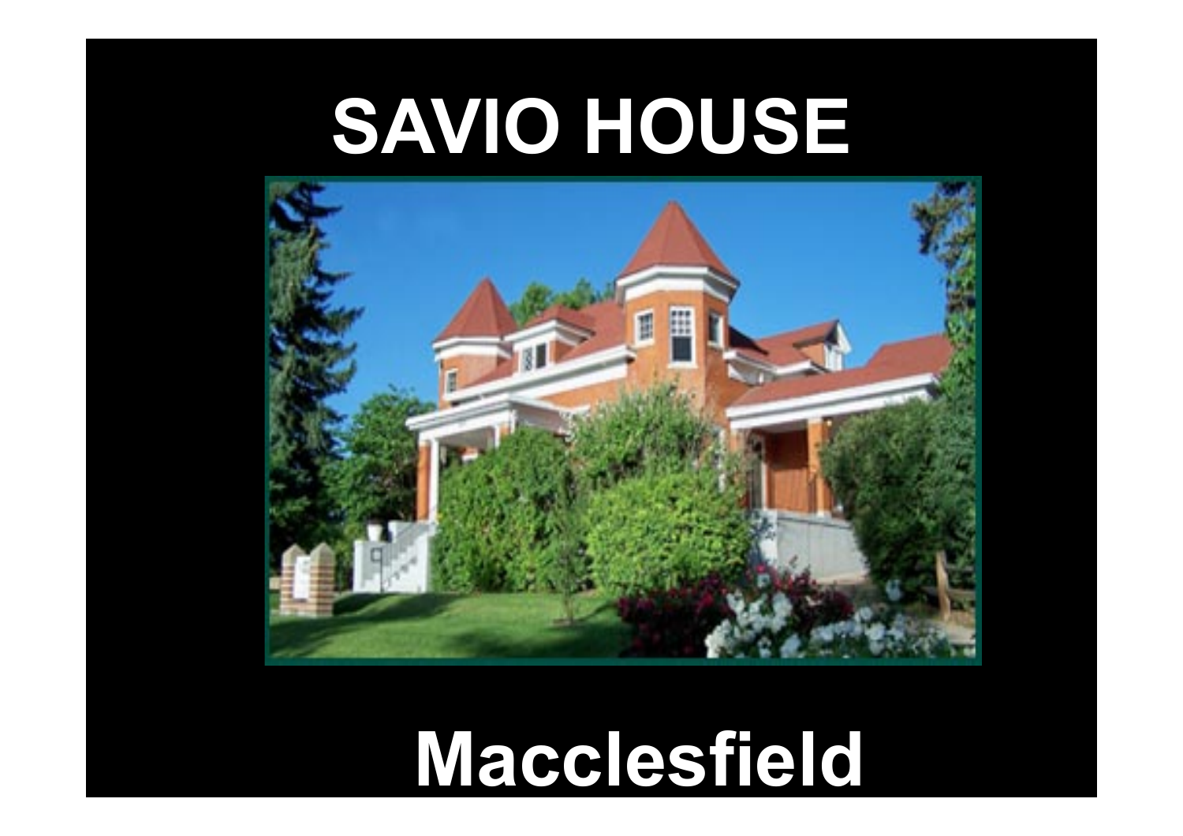# SAVIO HOUSE

# Macclesfield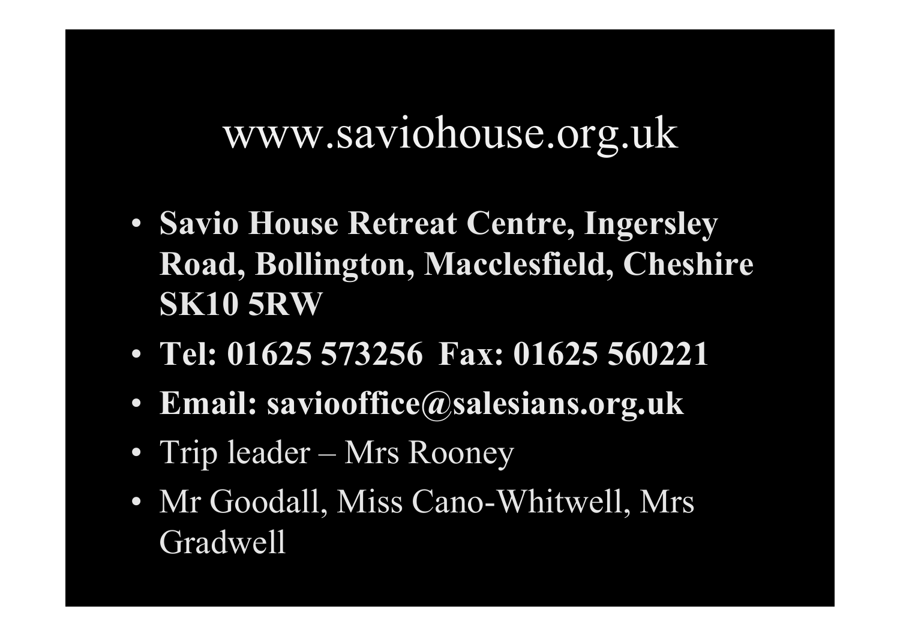# www.saviohouse.org.uk

- **Savio House Retreat Centre, Ingersley Road, Bollington, Macclesfield, Cheshire SK10 5RW**
- **Tel: 01625 573256 Fax: 01625 560221**
- **Email: saviooffice@salesians.org.uk**
- Trip leader – Mrs Rooney
- Mr Goodall, Miss Cano-Whitwell, Mrs Gradwell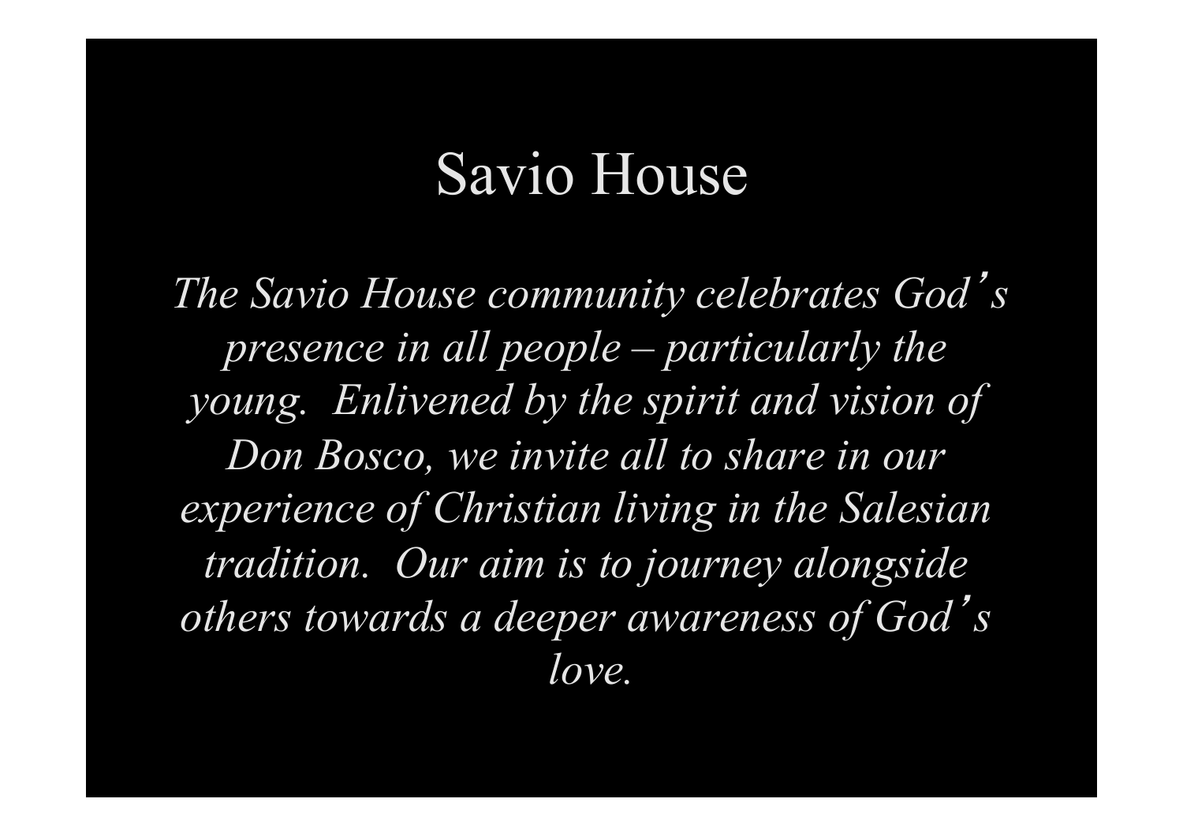# Savio House

*The Savio House community celebrates God's presence in all people – particularly the young. Enlivened by the spirit and vision of Don Bosco, we invite all to share in our experience of Christian living in the Salesian tradition. Our aim is to journey alongside others towards a deeper awareness of God's love.*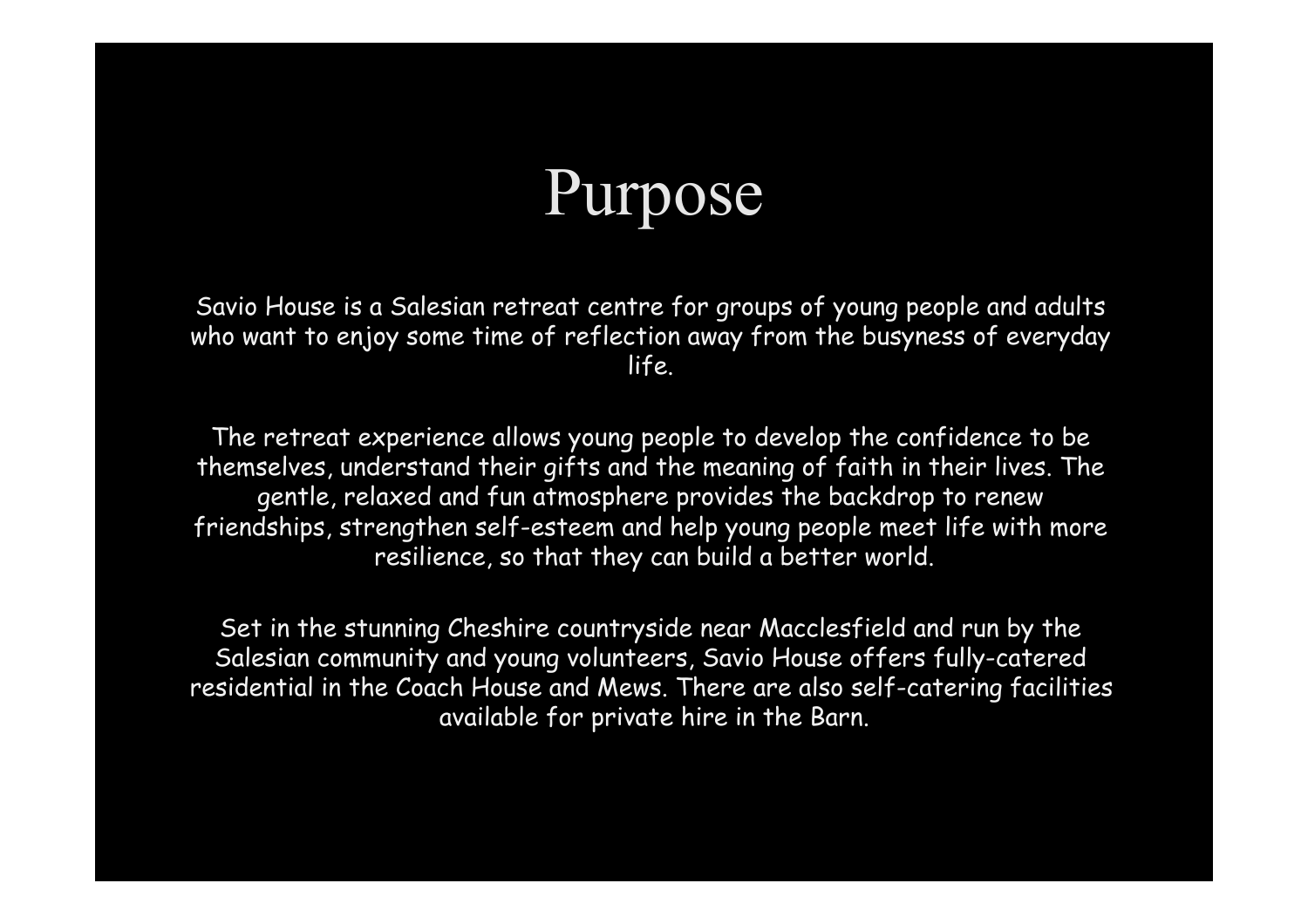# Purpose

Savio House is a Salesian retreat centre for groups of young people and adults who want to enjoy some time of reflection away from the busyness of everyday life.

The retreat experience allows young people to develop the confidence to be themselves, understand their gifts and the meaning of faith in their lives. The gentle, relaxed and fun atmosphere provides the backdrop to renew friendships, strengthen self-esteem and help young people meet life with more resilience, so that they can build a better world.

Set in the stunning Cheshire countryside near Macclesfield and run by the Salesian community and young volunteers, Savio House offers fully-catered residential in the Coach House and Mews. There are also self-catering facilities available for private hire in the Barn.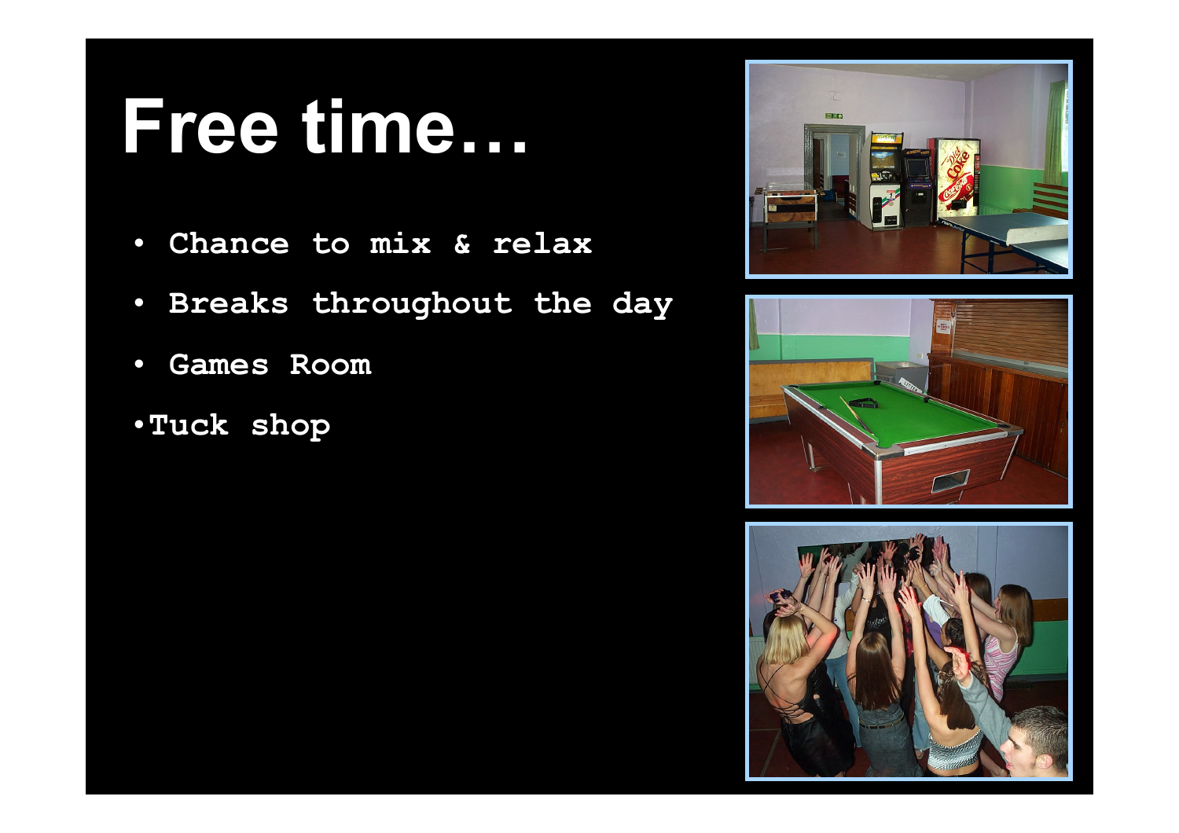# Free time…

- Chance to mix & relax
- Breaks throughout the day
- Games Room
- Tuck shop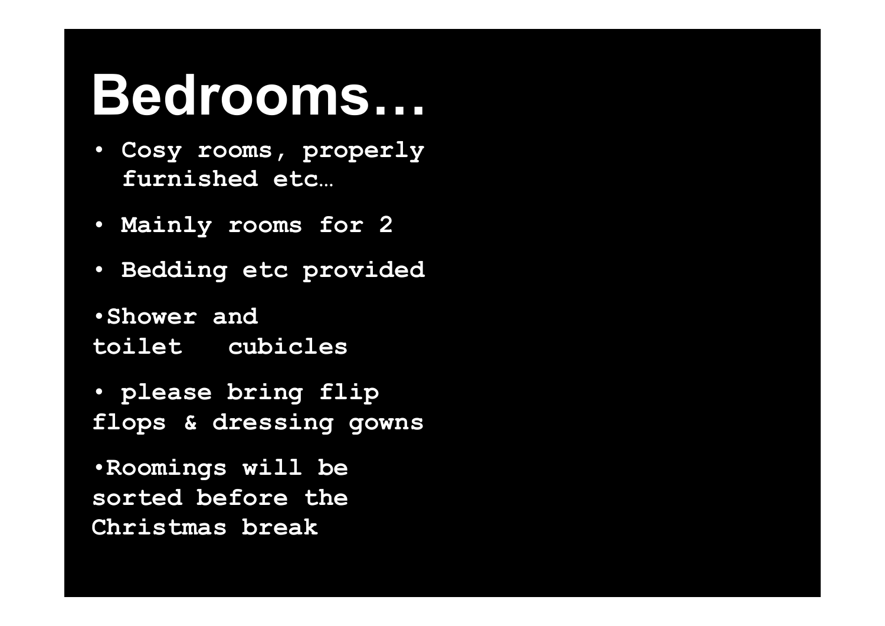# Bedrooms…

- Cosy rooms, properly furnished etc…
- Mainly rooms for 2
- Bedding etc provided
- Shower and toilet cubicles
- please bring flip flops & dressing gowns
- Roomings will be sorted before the Christmas break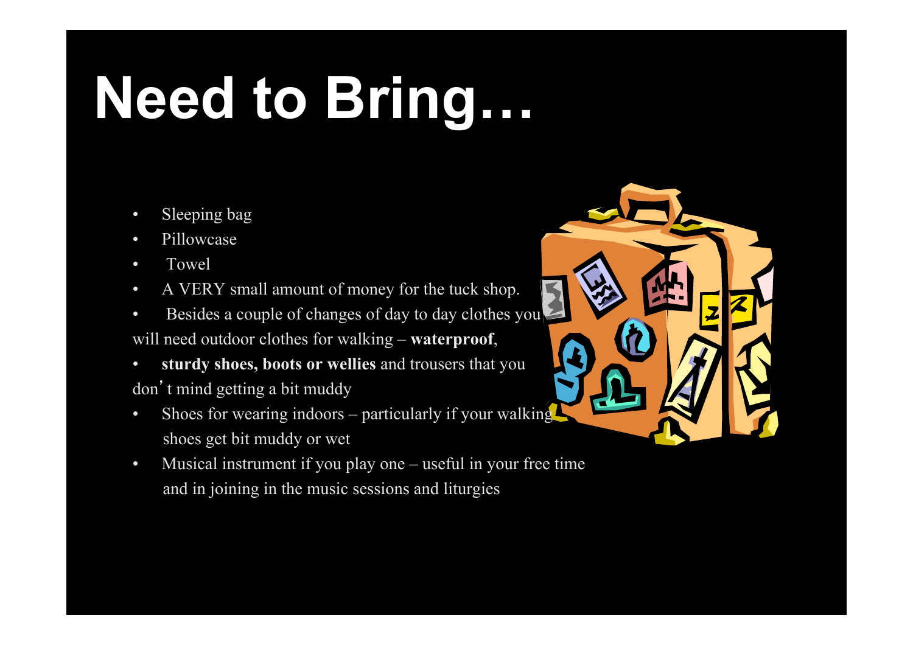# Need to Bring…

- Sleeping bag
- Pillowcase
- Towel
- A VERY small amount of money for the tuck shop.
- Besides a couple of changes of day to day clothes you will need outdoor clothes for walking – **waterproof**,
- **sturdy shoes, boots or wellies** and trousers that you don't mind getting a bit muddy
- Shoes for wearing indoors – particularly if your walking shoes get bit muddy or wet
- Musical instrument if you play one – useful in your free time and in joining in the music sessions and liturgies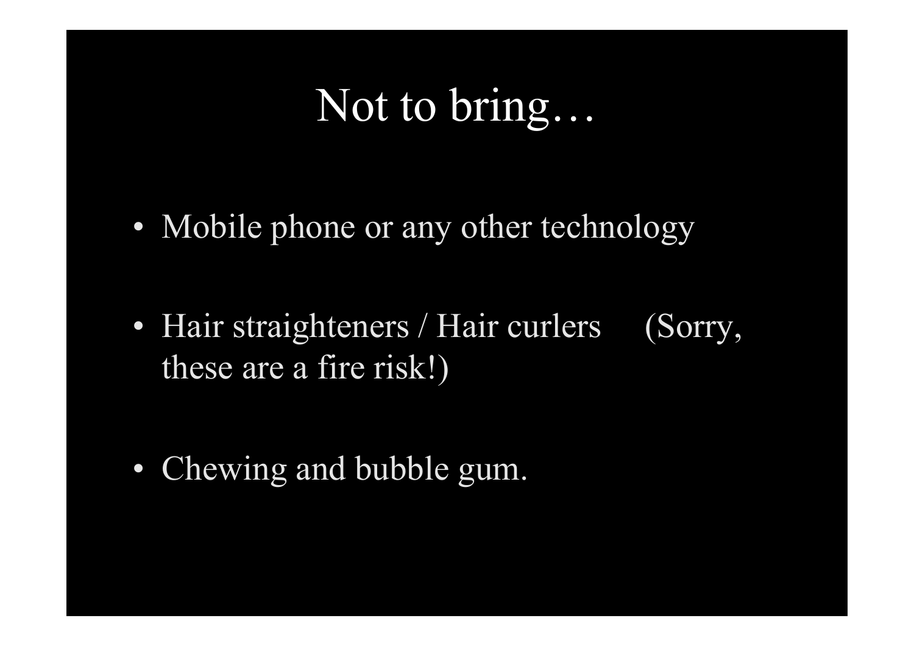# Not to bring…

- Mobile phone or any other technology
- Hair straighteners / Hair curlers (Sorry, these are a fire risk!)
- Chewing and bubble gum.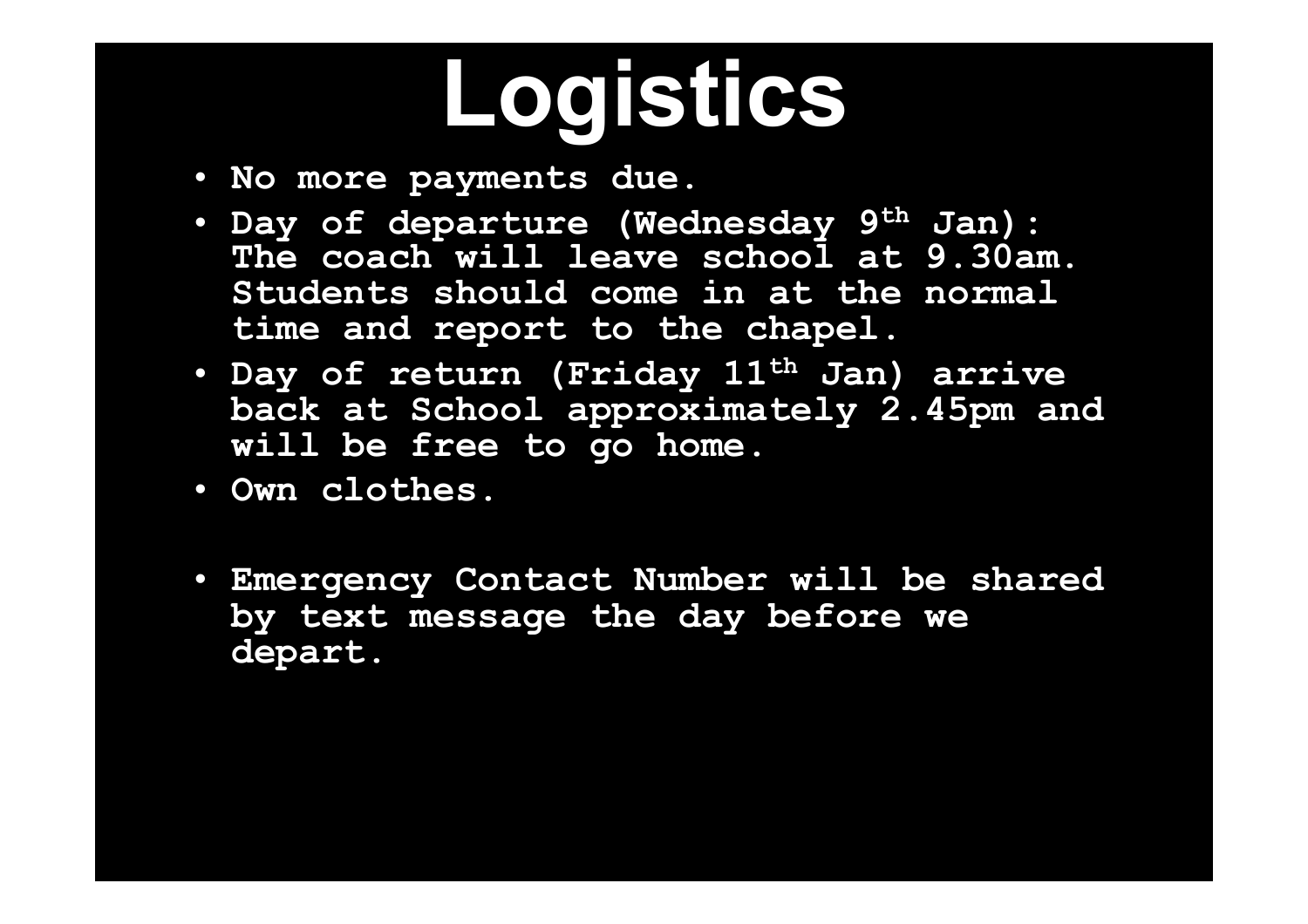# Logistics

- **No more payments due.**
- **Day of departure (Wednesday 9th Jan): The coach will leave school at 9.30am. Students should come in at the normal time and report to the chapel.**
- **Day of return (Friday 11th Jan) arrive back at School approximately 2.45pm and will be free to go home.**
- **Own clothes.**

- **Emergency Contact Number will be shared by text message the day before we depart.**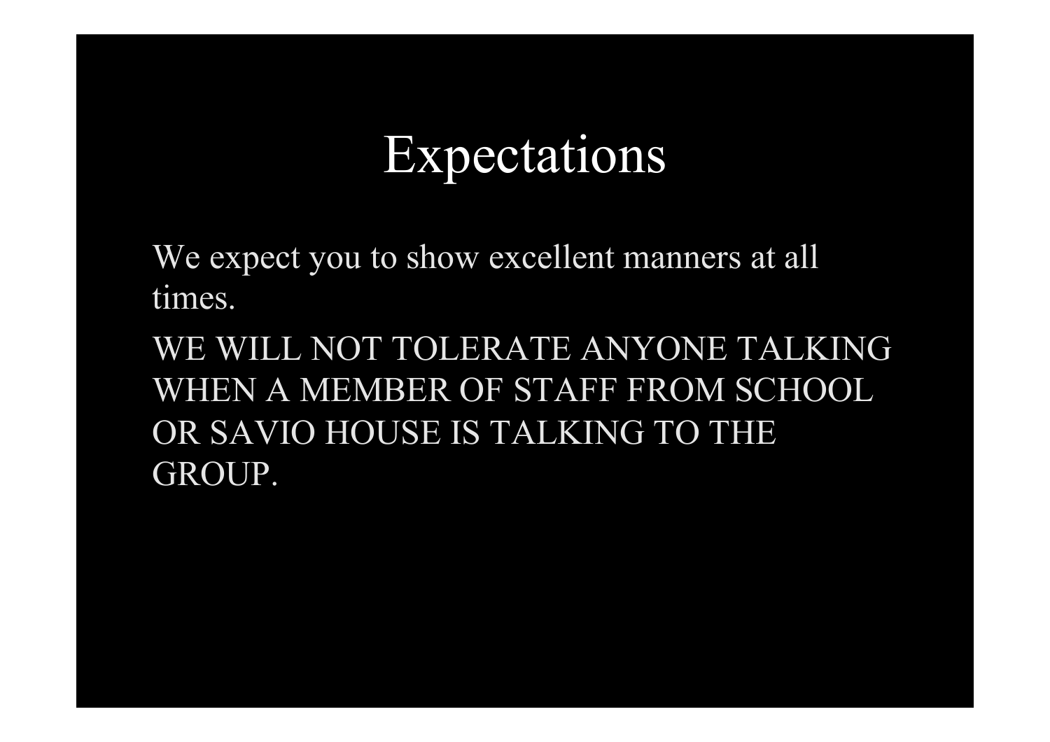# Expectations

We expect you to show excellent manners at all times.

WE WILL NOT TOLERATE ANYONE TALKING WHEN A MEMBER OF STAFF FROM SCHOOL OR SAVIO HOUSE IS TALKING TO THE GROUP.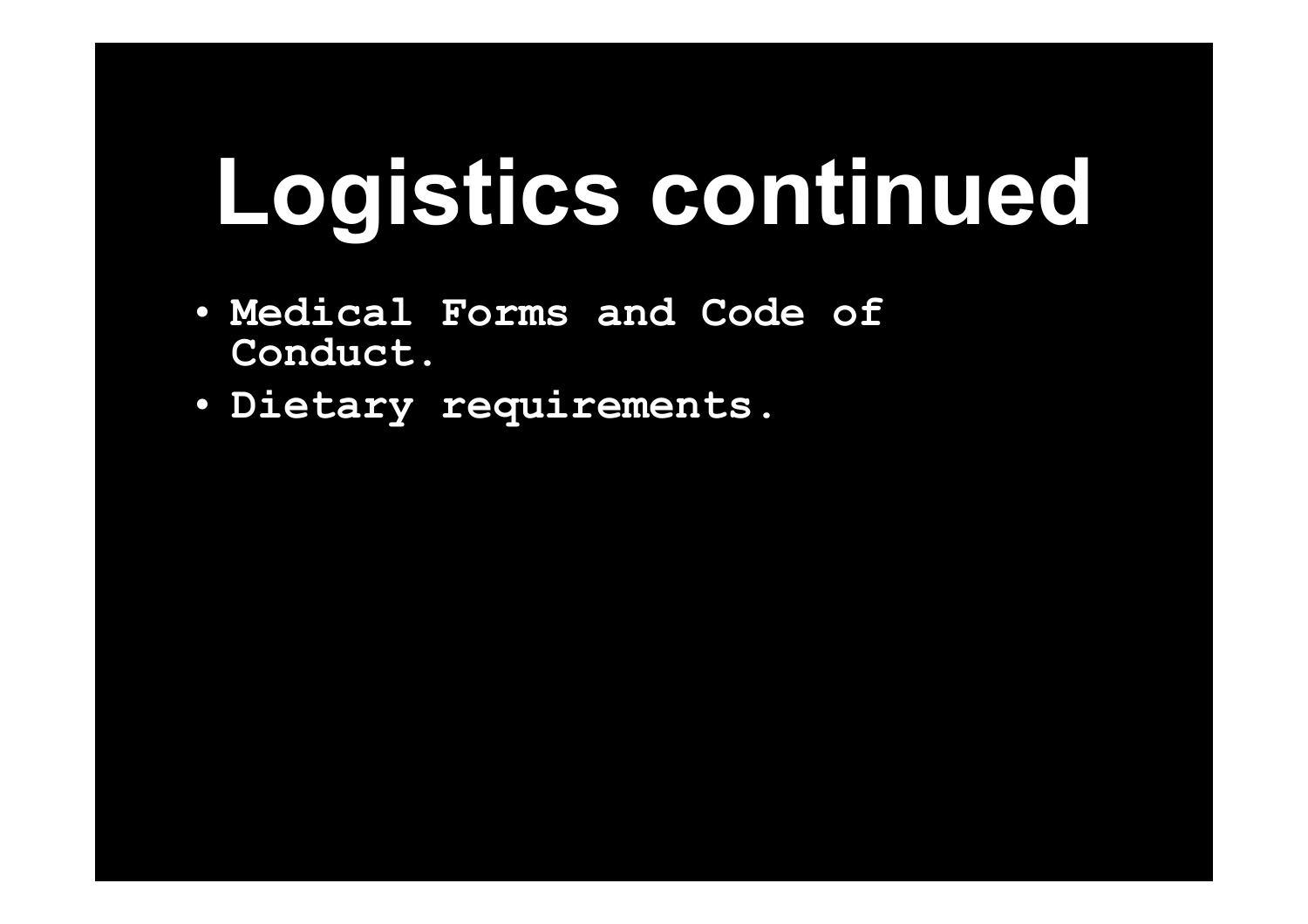# Logistics continued

- Medical Forms and Code of Conduct.
- Dietary requirements.